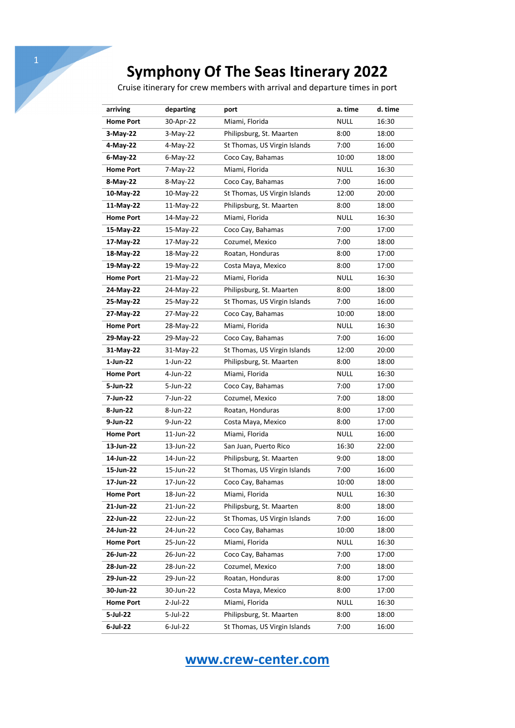# Symphony Of The Seas Itinerary 2022

Cruise itinerary for crew members with arrival and departure times in port

| arriving | departing | port | a. time | d. time |
|---|---|---|---|---|
| **Home Port** | 30-Apr-22 | Miami, Florida | NULL | 16:30 |
| **3-May-22** | 3-May-22 | Philipsburg, St. Maarten | 8:00 | 18:00 |
| **4-May-22** | 4-May-22 | St Thomas, US Virgin Islands | 7:00 | 16:00 |
| **6-May-22** | 6-May-22 | Coco Cay, Bahamas | 10:00 | 18:00 |
| **Home Port** | 7-May-22 | Miami, Florida | NULL | 16:30 |
| **8-May-22** | 8-May-22 | Coco Cay, Bahamas | 7:00 | 16:00 |
| **10-May-22** | 10-May-22 | St Thomas, US Virgin Islands | 12:00 | 20:00 |
| **11-May-22** | 11-May-22 | Philipsburg, St. Maarten | 8:00 | 18:00 |
| **Home Port** | 14-May-22 | Miami, Florida | NULL | 16:30 |
| **15-May-22** | 15-May-22 | Coco Cay, Bahamas | 7:00 | 17:00 |
| **17-May-22** | 17-May-22 | Cozumel, Mexico | 7:00 | 18:00 |
| **18-May-22** | 18-May-22 | Roatan, Honduras | 8:00 | 17:00 |
| **19-May-22** | 19-May-22 | Costa Maya, Mexico | 8:00 | 17:00 |
| **Home Port** | 21-May-22 | Miami, Florida | NULL | 16:30 |
| **24-May-22** | 24-May-22 | Philipsburg, St. Maarten | 8:00 | 18:00 |
| **25-May-22** | 25-May-22 | St Thomas, US Virgin Islands | 7:00 | 16:00 |
| **27-May-22** | 27-May-22 | Coco Cay, Bahamas | 10:00 | 18:00 |
| **Home Port** | 28-May-22 | Miami, Florida | NULL | 16:30 |
| **29-May-22** | 29-May-22 | Coco Cay, Bahamas | 7:00 | 16:00 |
| **31-May-22** | 31-May-22 | St Thomas, US Virgin Islands | 12:00 | 20:00 |
| **1-Jun-22** | 1-Jun-22 | Philipsburg, St. Maarten | 8:00 | 18:00 |
| **Home Port** | 4-Jun-22 | Miami, Florida | NULL | 16:30 |
| **5-Jun-22** | 5-Jun-22 | Coco Cay, Bahamas | 7:00 | 17:00 |
| **7-Jun-22** | 7-Jun-22 | Cozumel, Mexico | 7:00 | 18:00 |
| **8-Jun-22** | 8-Jun-22 | Roatan, Honduras | 8:00 | 17:00 |
| **9-Jun-22** | 9-Jun-22 | Costa Maya, Mexico | 8:00 | 17:00 |
| **Home Port** | 11-Jun-22 | Miami, Florida | NULL | 16:00 |
| **13-Jun-22** | 13-Jun-22 | San Juan, Puerto Rico | 16:30 | 22:00 |
| **14-Jun-22** | 14-Jun-22 | Philipsburg, St. Maarten | 9:00 | 18:00 |
| **15-Jun-22** | 15-Jun-22 | St Thomas, US Virgin Islands | 7:00 | 16:00 |
| **17-Jun-22** | 17-Jun-22 | Coco Cay, Bahamas | 10:00 | 18:00 |
| **Home Port** | 18-Jun-22 | Miami, Florida | NULL | 16:30 |
| **21-Jun-22** | 21-Jun-22 | Philipsburg, St. Maarten | 8:00 | 18:00 |
| **22-Jun-22** | 22-Jun-22 | St Thomas, US Virgin Islands | 7:00 | 16:00 |
| **24-Jun-22** | 24-Jun-22 | Coco Cay, Bahamas | 10:00 | 18:00 |
| **Home Port** | 25-Jun-22 | Miami, Florida | NULL | 16:30 |
| **26-Jun-22** | 26-Jun-22 | Coco Cay, Bahamas | 7:00 | 17:00 |
| **28-Jun-22** | 28-Jun-22 | Cozumel, Mexico | 7:00 | 18:00 |
| **29-Jun-22** | 29-Jun-22 | Roatan, Honduras | 8:00 | 17:00 |
| **30-Jun-22** | 30-Jun-22 | Costa Maya, Mexico | 8:00 | 17:00 |
| **Home Port** | 2-Jul-22 | Miami, Florida | NULL | 16:30 |
| **5-Jul-22** | 5-Jul-22 | Philipsburg, St. Maarten | 8:00 | 18:00 |
| **6-Jul-22** | 6-Jul-22 | St Thomas, US Virgin Islands | 7:00 | 16:00 |

**www.crew-center.com**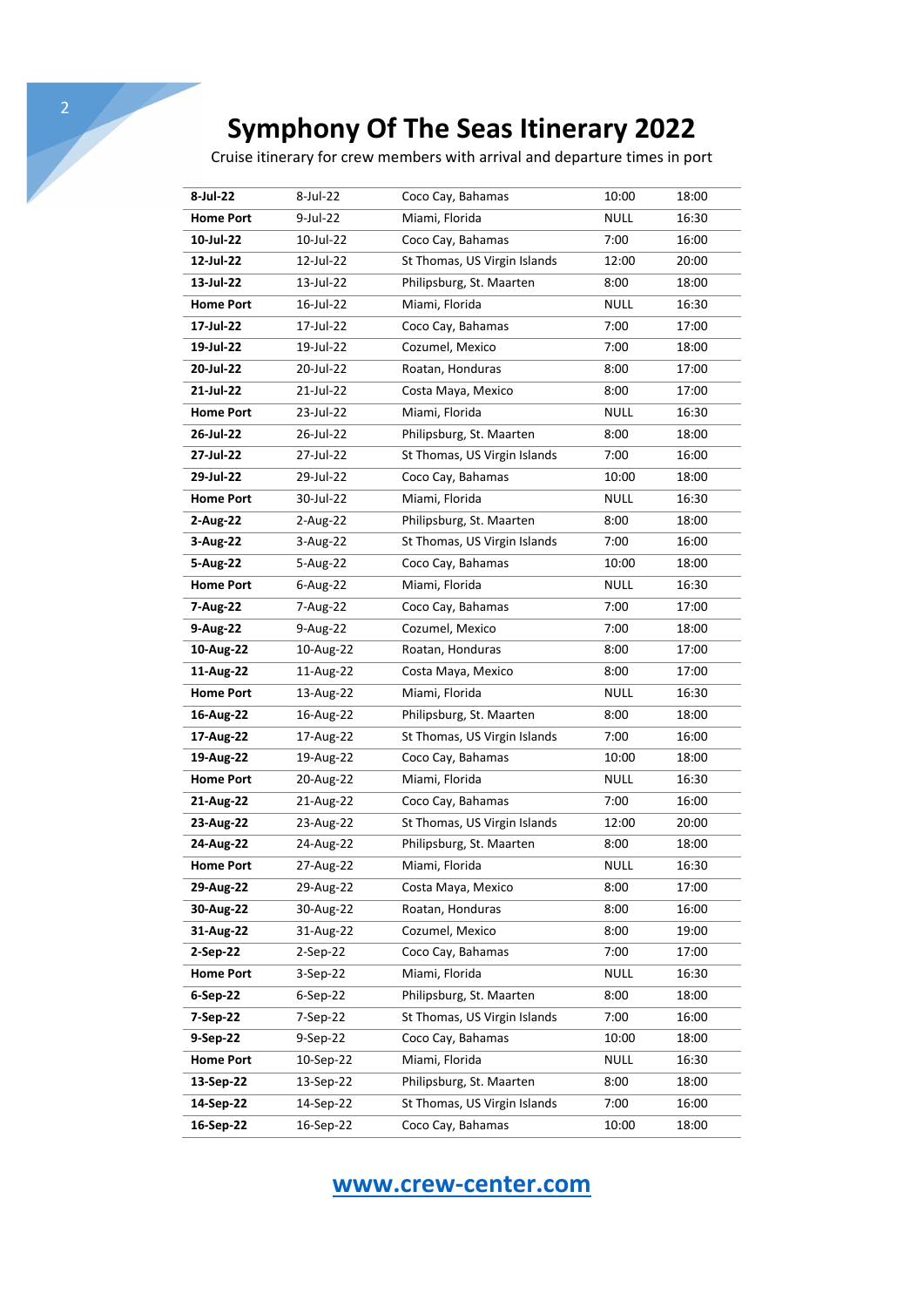# Symphony Of The Seas Itinerary 2022

Cruise itinerary for crew members with arrival and departure times in port

| | | | | |
|---|---|---|---|---|
| **8-Jul-22** | 8-Jul-22 | Coco Cay, Bahamas | 10:00 | 18:00 |
| **Home Port** | 9-Jul-22 | Miami, Florida | NULL | 16:30 |
| **10-Jul-22** | 10-Jul-22 | Coco Cay, Bahamas | 7:00 | 16:00 |
| **12-Jul-22** | 12-Jul-22 | St Thomas, US Virgin Islands | 12:00 | 20:00 |
| **13-Jul-22** | 13-Jul-22 | Philipsburg, St. Maarten | 8:00 | 18:00 |
| **Home Port** | 16-Jul-22 | Miami, Florida | NULL | 16:30 |
| **17-Jul-22** | 17-Jul-22 | Coco Cay, Bahamas | 7:00 | 17:00 |
| **19-Jul-22** | 19-Jul-22 | Cozumel, Mexico | 7:00 | 18:00 |
| **20-Jul-22** | 20-Jul-22 | Roatan, Honduras | 8:00 | 17:00 |
| **21-Jul-22** | 21-Jul-22 | Costa Maya, Mexico | 8:00 | 17:00 |
| **Home Port** | 23-Jul-22 | Miami, Florida | NULL | 16:30 |
| **26-Jul-22** | 26-Jul-22 | Philipsburg, St. Maarten | 8:00 | 18:00 |
| **27-Jul-22** | 27-Jul-22 | St Thomas, US Virgin Islands | 7:00 | 16:00 |
| **29-Jul-22** | 29-Jul-22 | Coco Cay, Bahamas | 10:00 | 18:00 |
| **Home Port** | 30-Jul-22 | Miami, Florida | NULL | 16:30 |
| **2-Aug-22** | 2-Aug-22 | Philipsburg, St. Maarten | 8:00 | 18:00 |
| **3-Aug-22** | 3-Aug-22 | St Thomas, US Virgin Islands | 7:00 | 16:00 |
| **5-Aug-22** | 5-Aug-22 | Coco Cay, Bahamas | 10:00 | 18:00 |
| **Home Port** | 6-Aug-22 | Miami, Florida | NULL | 16:30 |
| **7-Aug-22** | 7-Aug-22 | Coco Cay, Bahamas | 7:00 | 17:00 |
| **9-Aug-22** | 9-Aug-22 | Cozumel, Mexico | 7:00 | 18:00 |
| **10-Aug-22** | 10-Aug-22 | Roatan, Honduras | 8:00 | 17:00 |
| **11-Aug-22** | 11-Aug-22 | Costa Maya, Mexico | 8:00 | 17:00 |
| **Home Port** | 13-Aug-22 | Miami, Florida | NULL | 16:30 |
| **16-Aug-22** | 16-Aug-22 | Philipsburg, St. Maarten | 8:00 | 18:00 |
| **17-Aug-22** | 17-Aug-22 | St Thomas, US Virgin Islands | 7:00 | 16:00 |
| **19-Aug-22** | 19-Aug-22 | Coco Cay, Bahamas | 10:00 | 18:00 |
| **Home Port** | 20-Aug-22 | Miami, Florida | NULL | 16:30 |
| **21-Aug-22** | 21-Aug-22 | Coco Cay, Bahamas | 7:00 | 16:00 |
| **23-Aug-22** | 23-Aug-22 | St Thomas, US Virgin Islands | 12:00 | 20:00 |
| **24-Aug-22** | 24-Aug-22 | Philipsburg, St. Maarten | 8:00 | 18:00 |
| **Home Port** | 27-Aug-22 | Miami, Florida | NULL | 16:30 |
| **29-Aug-22** | 29-Aug-22 | Costa Maya, Mexico | 8:00 | 17:00 |
| **30-Aug-22** | 30-Aug-22 | Roatan, Honduras | 8:00 | 16:00 |
| **31-Aug-22** | 31-Aug-22 | Cozumel, Mexico | 8:00 | 19:00 |
| **2-Sep-22** | 2-Sep-22 | Coco Cay, Bahamas | 7:00 | 17:00 |
| **Home Port** | 3-Sep-22 | Miami, Florida | NULL | 16:30 |
| **6-Sep-22** | 6-Sep-22 | Philipsburg, St. Maarten | 8:00 | 18:00 |
| **7-Sep-22** | 7-Sep-22 | St Thomas, US Virgin Islands | 7:00 | 16:00 |
| **9-Sep-22** | 9-Sep-22 | Coco Cay, Bahamas | 10:00 | 18:00 |
| **Home Port** | 10-Sep-22 | Miami, Florida | NULL | 16:30 |
| **13-Sep-22** | 13-Sep-22 | Philipsburg, St. Maarten | 8:00 | 18:00 |
| **14-Sep-22** | 14-Sep-22 | St Thomas, US Virgin Islands | 7:00 | 16:00 |
| **16-Sep-22** | 16-Sep-22 | Coco Cay, Bahamas | 10:00 | 18:00 |

[www.crew-center.com](http://www.crew-center.com)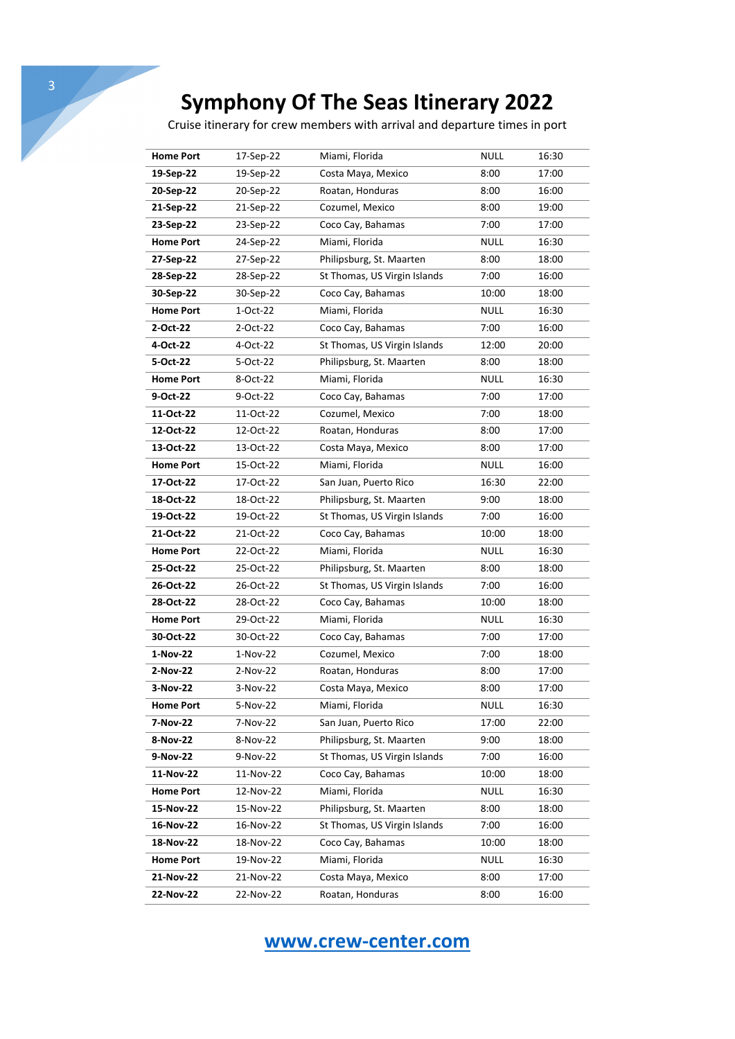# Symphony Of The Seas Itinerary 2022

Cruise itinerary for crew members with arrival and departure times in port

| | | | | |
|---|---|---|---|---|
| **Home Port** | 17-Sep-22 | Miami, Florida | NULL | 16:30 |
| **19-Sep-22** | 19-Sep-22 | Costa Maya, Mexico | 8:00 | 17:00 |
| **20-Sep-22** | 20-Sep-22 | Roatan, Honduras | 8:00 | 16:00 |
| **21-Sep-22** | 21-Sep-22 | Cozumel, Mexico | 8:00 | 19:00 |
| **23-Sep-22** | 23-Sep-22 | Coco Cay, Bahamas | 7:00 | 17:00 |
| **Home Port** | 24-Sep-22 | Miami, Florida | NULL | 16:30 |
| **27-Sep-22** | 27-Sep-22 | Philipsburg, St. Maarten | 8:00 | 18:00 |
| **28-Sep-22** | 28-Sep-22 | St Thomas, US Virgin Islands | 7:00 | 16:00 |
| **30-Sep-22** | 30-Sep-22 | Coco Cay, Bahamas | 10:00 | 18:00 |
| **Home Port** | 1-Oct-22 | Miami, Florida | NULL | 16:30 |
| **2-Oct-22** | 2-Oct-22 | Coco Cay, Bahamas | 7:00 | 16:00 |
| **4-Oct-22** | 4-Oct-22 | St Thomas, US Virgin Islands | 12:00 | 20:00 |
| **5-Oct-22** | 5-Oct-22 | Philipsburg, St. Maarten | 8:00 | 18:00 |
| **Home Port** | 8-Oct-22 | Miami, Florida | NULL | 16:30 |
| **9-Oct-22** | 9-Oct-22 | Coco Cay, Bahamas | 7:00 | 17:00 |
| **11-Oct-22** | 11-Oct-22 | Cozumel, Mexico | 7:00 | 18:00 |
| **12-Oct-22** | 12-Oct-22 | Roatan, Honduras | 8:00 | 17:00 |
| **13-Oct-22** | 13-Oct-22 | Costa Maya, Mexico | 8:00 | 17:00 |
| **Home Port** | 15-Oct-22 | Miami, Florida | NULL | 16:00 |
| **17-Oct-22** | 17-Oct-22 | San Juan, Puerto Rico | 16:30 | 22:00 |
| **18-Oct-22** | 18-Oct-22 | Philipsburg, St. Maarten | 9:00 | 18:00 |
| **19-Oct-22** | 19-Oct-22 | St Thomas, US Virgin Islands | 7:00 | 16:00 |
| **21-Oct-22** | 21-Oct-22 | Coco Cay, Bahamas | 10:00 | 18:00 |
| **Home Port** | 22-Oct-22 | Miami, Florida | NULL | 16:30 |
| **25-Oct-22** | 25-Oct-22 | Philipsburg, St. Maarten | 8:00 | 18:00 |
| **26-Oct-22** | 26-Oct-22 | St Thomas, US Virgin Islands | 7:00 | 16:00 |
| **28-Oct-22** | 28-Oct-22 | Coco Cay, Bahamas | 10:00 | 18:00 |
| **Home Port** | 29-Oct-22 | Miami, Florida | NULL | 16:30 |
| **30-Oct-22** | 30-Oct-22 | Coco Cay, Bahamas | 7:00 | 17:00 |
| **1-Nov-22** | 1-Nov-22 | Cozumel, Mexico | 7:00 | 18:00 |
| **2-Nov-22** | 2-Nov-22 | Roatan, Honduras | 8:00 | 17:00 |
| **3-Nov-22** | 3-Nov-22 | Costa Maya, Mexico | 8:00 | 17:00 |
| **Home Port** | 5-Nov-22 | Miami, Florida | NULL | 16:30 |
| **7-Nov-22** | 7-Nov-22 | San Juan, Puerto Rico | 17:00 | 22:00 |
| **8-Nov-22** | 8-Nov-22 | Philipsburg, St. Maarten | 9:00 | 18:00 |
| **9-Nov-22** | 9-Nov-22 | St Thomas, US Virgin Islands | 7:00 | 16:00 |
| **11-Nov-22** | 11-Nov-22 | Coco Cay, Bahamas | 10:00 | 18:00 |
| **Home Port** | 12-Nov-22 | Miami, Florida | NULL | 16:30 |
| **15-Nov-22** | 15-Nov-22 | Philipsburg, St. Maarten | 8:00 | 18:00 |
| **16-Nov-22** | 16-Nov-22 | St Thomas, US Virgin Islands | 7:00 | 16:00 |
| **18-Nov-22** | 18-Nov-22 | Coco Cay, Bahamas | 10:00 | 18:00 |
| **Home Port** | 19-Nov-22 | Miami, Florida | NULL | 16:30 |
| **21-Nov-22** | 21-Nov-22 | Costa Maya, Mexico | 8:00 | 17:00 |
| **22-Nov-22** | 22-Nov-22 | Roatan, Honduras | 8:00 | 16:00 |

**www.crew-center.com**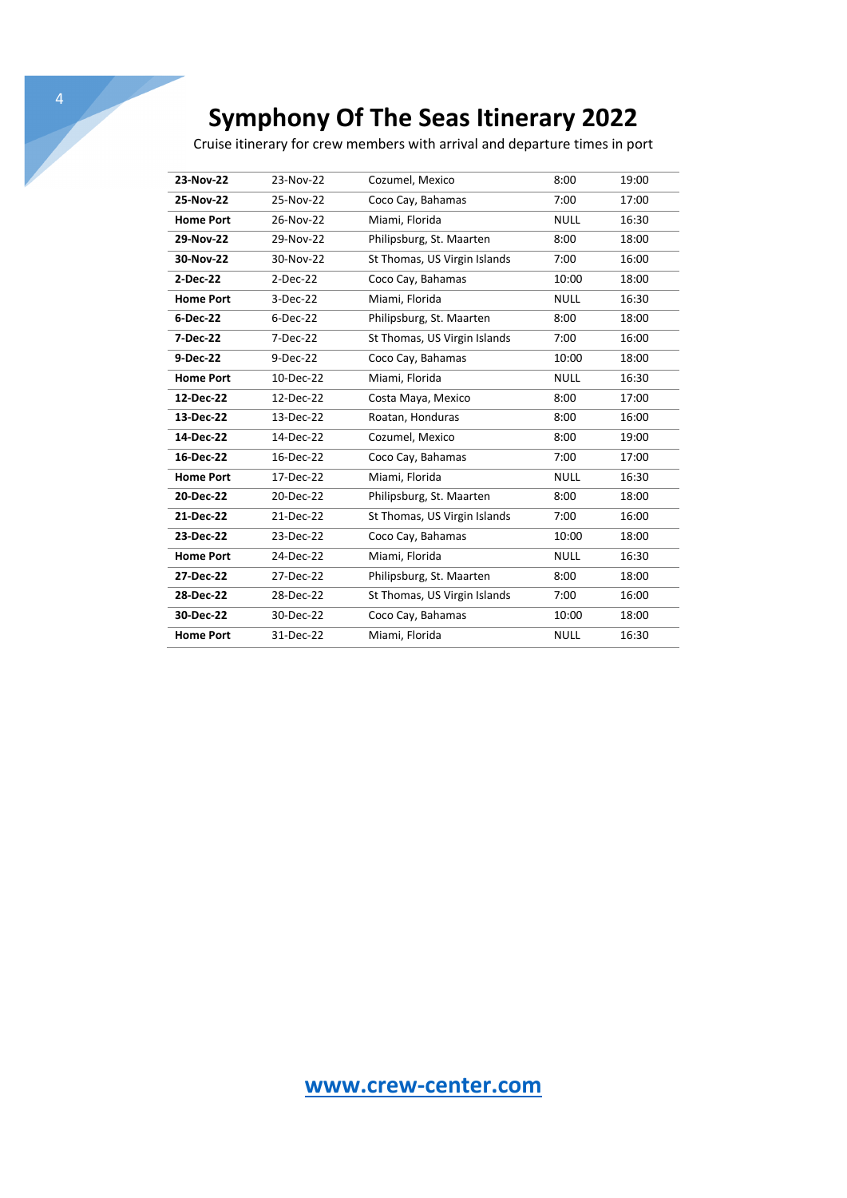# Symphony Of The Seas Itinerary 2022

Cruise itinerary for crew members with arrival and departure times in port

| | | | | |
|---|---|---|---|---|
| **23-Nov-22** | 23-Nov-22 | Cozumel, Mexico | 8:00 | 19:00 |
| **25-Nov-22** | 25-Nov-22 | Coco Cay, Bahamas | 7:00 | 17:00 |
| **Home Port** | 26-Nov-22 | Miami, Florida | NULL | 16:30 |
| **29-Nov-22** | 29-Nov-22 | Philipsburg, St. Maarten | 8:00 | 18:00 |
| **30-Nov-22** | 30-Nov-22 | St Thomas, US Virgin Islands | 7:00 | 16:00 |
| **2-Dec-22** | 2-Dec-22 | Coco Cay, Bahamas | 10:00 | 18:00 |
| **Home Port** | 3-Dec-22 | Miami, Florida | NULL | 16:30 |
| **6-Dec-22** | 6-Dec-22 | Philipsburg, St. Maarten | 8:00 | 18:00 |
| **7-Dec-22** | 7-Dec-22 | St Thomas, US Virgin Islands | 7:00 | 16:00 |
| **9-Dec-22** | 9-Dec-22 | Coco Cay, Bahamas | 10:00 | 18:00 |
| **Home Port** | 10-Dec-22 | Miami, Florida | NULL | 16:30 |
| **12-Dec-22** | 12-Dec-22 | Costa Maya, Mexico | 8:00 | 17:00 |
| **13-Dec-22** | 13-Dec-22 | Roatan, Honduras | 8:00 | 16:00 |
| **14-Dec-22** | 14-Dec-22 | Cozumel, Mexico | 8:00 | 19:00 |
| **16-Dec-22** | 16-Dec-22 | Coco Cay, Bahamas | 7:00 | 17:00 |
| **Home Port** | 17-Dec-22 | Miami, Florida | NULL | 16:30 |
| **20-Dec-22** | 20-Dec-22 | Philipsburg, St. Maarten | 8:00 | 18:00 |
| **21-Dec-22** | 21-Dec-22 | St Thomas, US Virgin Islands | 7:00 | 16:00 |
| **23-Dec-22** | 23-Dec-22 | Coco Cay, Bahamas | 10:00 | 18:00 |
| **Home Port** | 24-Dec-22 | Miami, Florida | NULL | 16:30 |
| **27-Dec-22** | 27-Dec-22 | Philipsburg, St. Maarten | 8:00 | 18:00 |
| **28-Dec-22** | 28-Dec-22 | St Thomas, US Virgin Islands | 7:00 | 16:00 |
| **30-Dec-22** | 30-Dec-22 | Coco Cay, Bahamas | 10:00 | 18:00 |
| **Home Port** | 31-Dec-22 | Miami, Florida | NULL | 16:30 |

[www.crew-center.com](http://www.crew-center.com)